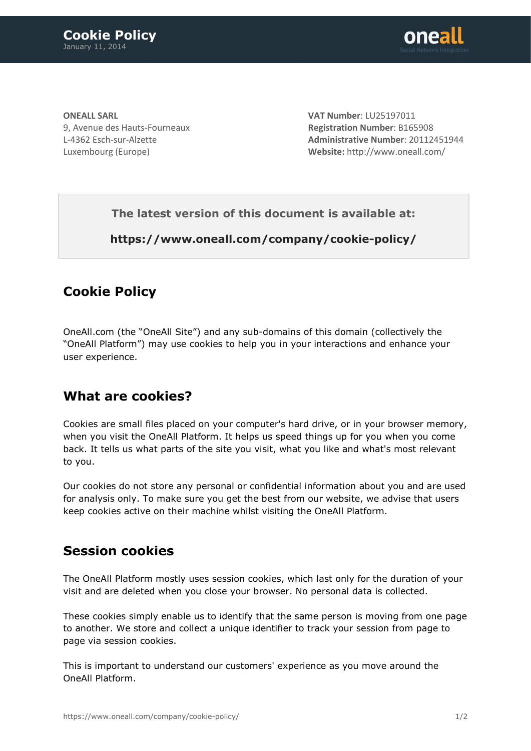# Cookie Policy

January 11, 2014

**ONEALL SARL**
9, Avenue des Hauts-Fourneaux
L-4362 Esch-sur-Alzette
Luxembourg (Europe)

**VAT Number**: LU25197011
**Registration Number**: B165908
**Administrative Number**: 20112451944
**Website:** http://www.oneall.com/

**The latest version of this document is available at:**

**https://www.oneall.com/company/cookie-policy/**

## Cookie Policy

OneAll.com (the "OneAll Site") and any sub-domains of this domain (collectively the "OneAll Platform") may use cookies to help you in your interactions and enhance your user experience.

## What are cookies?

Cookies are small files placed on your computer's hard drive, or in your browser memory, when you visit the OneAll Platform. It helps us speed things up for you when you come back. It tells us what parts of the site you visit, what you like and what's most relevant to you.

Our cookies do not store any personal or confidential information about you and are used for analysis only. To make sure you get the best from our website, we advise that users keep cookies active on their machine whilst visiting the OneAll Platform.

## Session cookies

The OneAll Platform mostly uses session cookies, which last only for the duration of your visit and are deleted when you close your browser. No personal data is collected.

These cookies simply enable us to identify that the same person is moving from one page to another. We store and collect a unique identifier to track your session from page to page via session cookies.

This is important to understand our customers' experience as you move around the OneAll Platform.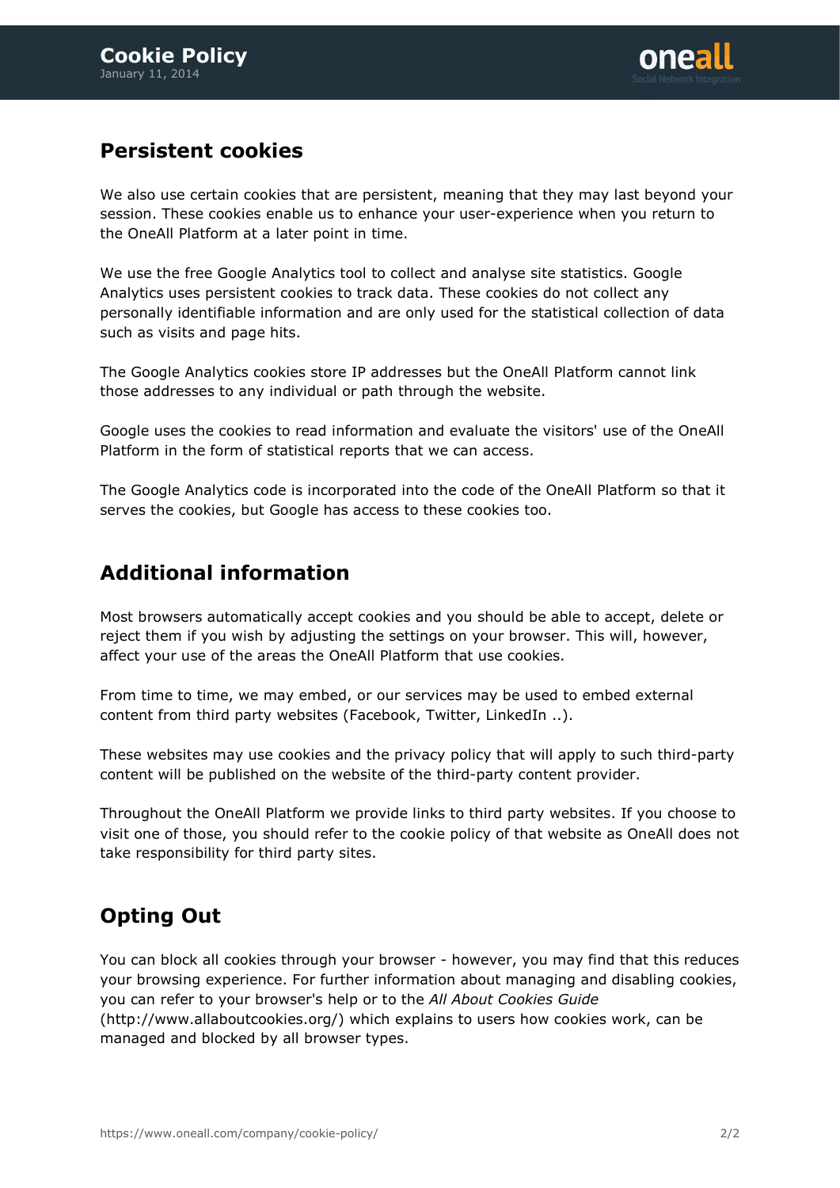## Persistent cookies

We also use certain cookies that are persistent, meaning that they may last beyond your session. These cookies enable us to enhance your user-experience when you return to the OneAll Platform at a later point in time.

We use the free Google Analytics tool to collect and analyse site statistics. Google Analytics uses persistent cookies to track data. These cookies do not collect any personally identifiable information and are only used for the statistical collection of data such as visits and page hits.

The Google Analytics cookies store IP addresses but the OneAll Platform cannot link those addresses to any individual or path through the website.

Google uses the cookies to read information and evaluate the visitors' use of the OneAll Platform in the form of statistical reports that we can access.

The Google Analytics code is incorporated into the code of the OneAll Platform so that it serves the cookies, but Google has access to these cookies too.

## Additional information

Most browsers automatically accept cookies and you should be able to accept, delete or reject them if you wish by adjusting the settings on your browser. This will, however, affect your use of the areas the OneAll Platform that use cookies.

From time to time, we may embed, or our services may be used to embed external content from third party websites (Facebook, Twitter, LinkedIn ..).

These websites may use cookies and the privacy policy that will apply to such third-party content will be published on the website of the third-party content provider.

Throughout the OneAll Platform we provide links to third party websites. If you choose to visit one of those, you should refer to the cookie policy of that website as OneAll does not take responsibility for third party sites.

## Opting Out

You can block all cookies through your browser - however, you may find that this reduces your browsing experience. For further information about managing and disabling cookies, you can refer to your browser's help or to the *All About Cookies Guide* (http://www.allaboutcookies.org/) which explains to users how cookies work, can be managed and blocked by all browser types.